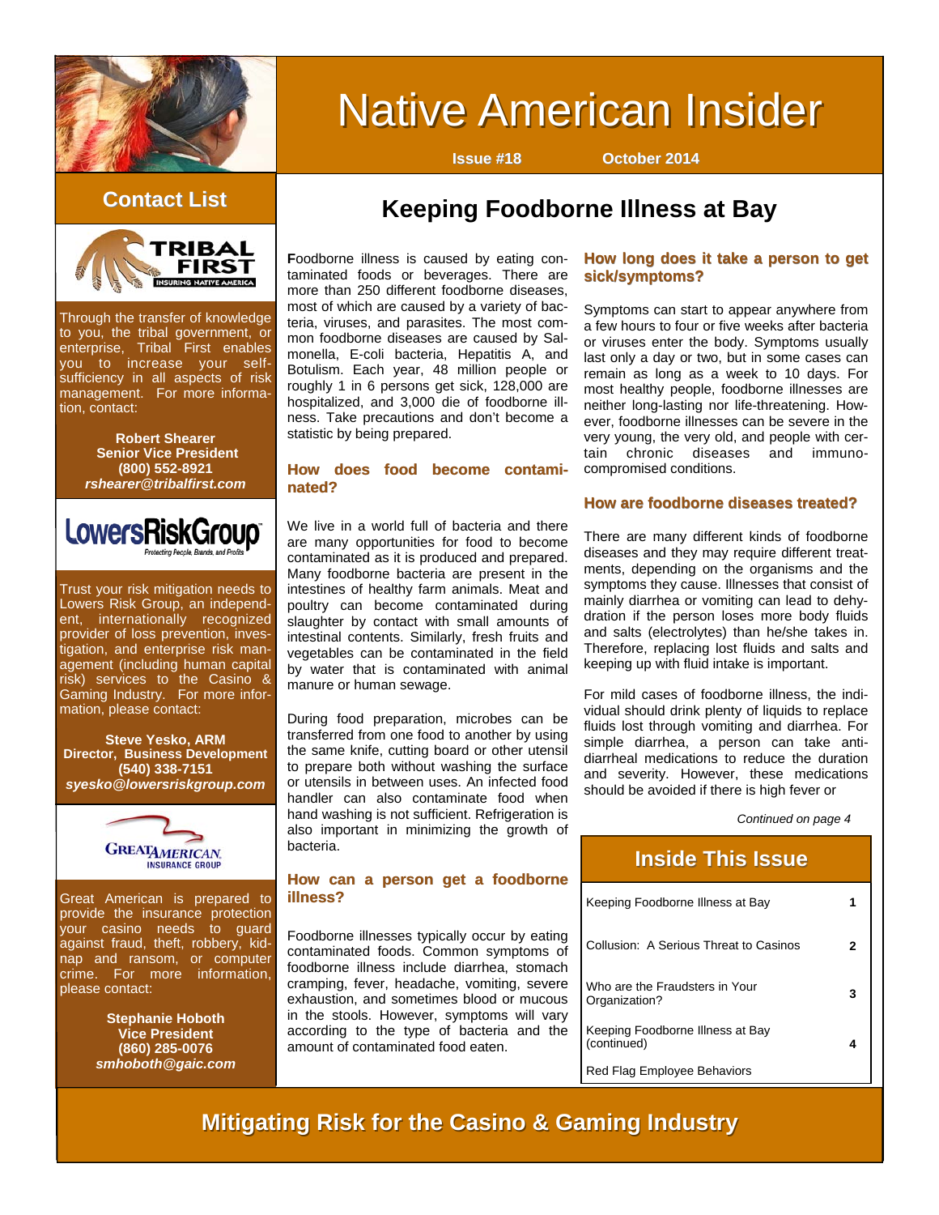# Native American Insider

**Issue #18** **October 2014**

## Contact List

Through the transfer of knowledge to you, the tribal government, or enterprise, Tribal First enables you to increase your self-sufficiency in all aspects of risk management. For more information, contact:

**Robert Shearer**
**Senior Vice President**
**(800) 552-8921**
***rshearer@tribalfirst.com***

Trust your risk mitigation needs to Lowers Risk Group, an independent, internationally recognized provider of loss prevention, investigation, and enterprise risk management (including human capital risk) services to the Casino & Gaming Industry. For more information, please contact:

**Steve Yesko, ARM**
**Director, Business Development**
**(540) 338-7151**
***syesko@lowersriskgroup.com***

Great American is prepared to provide the insurance protection your casino needs to guard against fraud, theft, robbery, kidnap and ransom, or computer crime. For more information, please contact:

**Stephanie Hoboth**
**Vice President**
**(860) 285-0076**
***smhoboth@gaic.com***

## Keeping Foodborne Illness at Bay

Foodborne illness is caused by eating contaminated foods or beverages. There are more than 250 different foodborne diseases, most of which are caused by a variety of bacteria, viruses, and parasites. The most common foodborne diseases are caused by Salmonella, E-coli bacteria, Hepatitis A, and Botulism. Each year, 48 million people or roughly 1 in 6 persons get sick, 128,000 are hospitalized, and 3,000 die of foodborne illness. Take precautions and don't become a statistic by being prepared.

### How does food become contaminated?

We live in a world full of bacteria and there are many opportunities for food to become contaminated as it is produced and prepared. Many foodborne bacteria are present in the intestines of healthy farm animals. Meat and poultry can become contaminated during slaughter by contact with small amounts of intestinal contents. Similarly, fresh fruits and vegetables can be contaminated in the field by water that is contaminated with animal manure or human sewage.

During food preparation, microbes can be transferred from one food to another by using the same knife, cutting board or other utensil to prepare both without washing the surface or utensils in between uses. An infected food handler can also contaminate food when hand washing is not sufficient. Refrigeration is also important in minimizing the growth of bacteria.

### How can a person get a foodborne illness?

Foodborne illnesses typically occur by eating contaminated foods. Common symptoms of foodborne illness include diarrhea, stomach cramping, fever, headache, vomiting, severe exhaustion, and sometimes blood or mucous in the stools. However, symptoms will vary according to the type of bacteria and the amount of contaminated food eaten.

### How long does it take a person to get sick/symptoms?

Symptoms can start to appear anywhere from a few hours to four or five weeks after bacteria or viruses enter the body. Symptoms usually last only a day or two, but in some cases can remain as long as a week to 10 days. For most healthy people, foodborne illnesses are neither long-lasting nor life-threatening. However, foodborne illnesses can be severe in the very young, the very old, and people with certain chronic diseases and immuno-compromised conditions.

### How are foodborne diseases treated?

There are many different kinds of foodborne diseases and they may require different treatments, depending on the organisms and the symptoms they cause. Illnesses that consist of mainly diarrhea or vomiting can lead to dehydration if the person loses more body fluids and salts (electrolytes) than he/she takes in. Therefore, replacing lost fluids and salts and keeping up with fluid intake is important.

For mild cases of foodborne illness, the individual should drink plenty of liquids to replace fluids lost through vomiting and diarrhea. For simple diarrhea, a person can take anti-diarrheal medications to reduce the duration and severity. However, these medications should be avoided if there is high fever or

*Continued on page 4*

## Inside This Issue

| | |
|---|---|
| Keeping Foodborne Illness at Bay | 1 |
| Collusion: A Serious Threat to Casinos | 2 |
| Who are the Fraudsters in Your Organization? | 3 |
| Keeping Foodborne Illness at Bay (continued) | 4 |
| Red Flag Employee Behaviors | |

**Mitigating Risk for the Casino & Gaming Industry**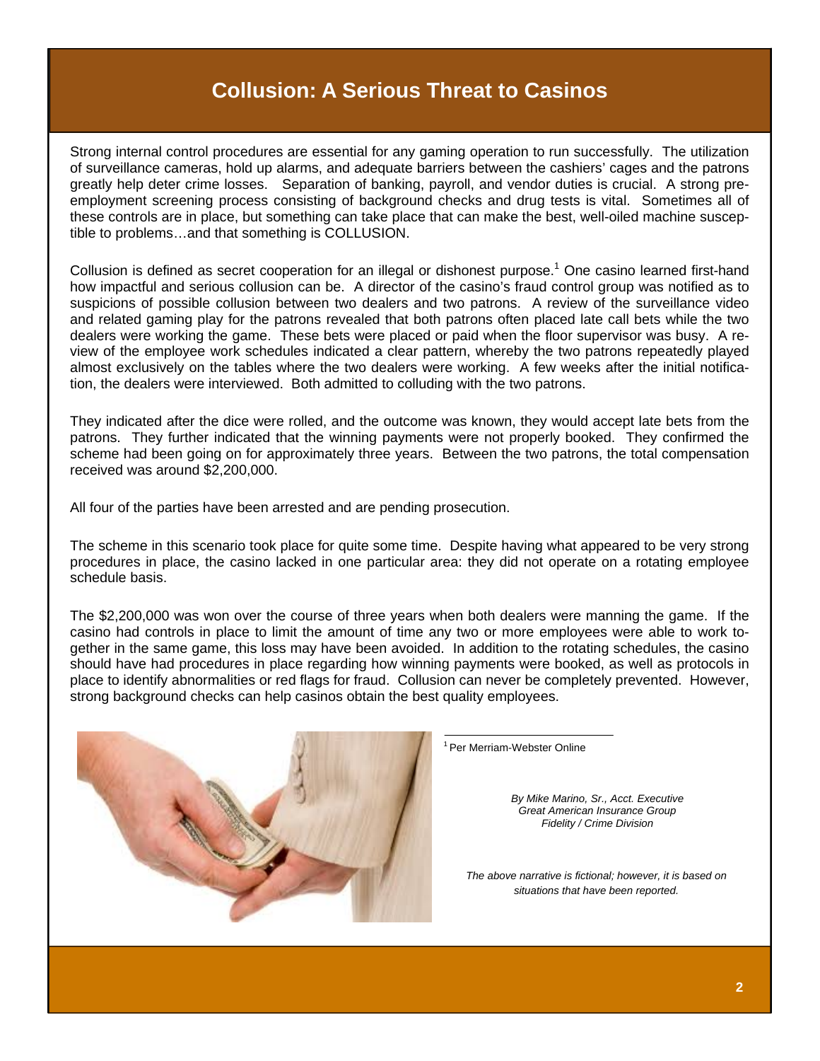# Collusion: A Serious Threat to Casinos

Strong internal control procedures are essential for any gaming operation to run successfully. The utilization of surveillance cameras, hold up alarms, and adequate barriers between the cashiers' cages and the patrons greatly help deter crime losses. Separation of banking, payroll, and vendor duties is crucial. A strong pre-employment screening process consisting of background checks and drug tests is vital. Sometimes all of these controls are in place, but something can take place that can make the best, well-oiled machine susceptible to problems…and that something is COLLUSION.

Collusion is defined as secret cooperation for an illegal or dishonest purpose.[1] One casino learned first-hand how impactful and serious collusion can be. A director of the casino's fraud control group was notified as to suspicions of possible collusion between two dealers and two patrons. A review of the surveillance video and related gaming play for the patrons revealed that both patrons often placed late call bets while the two dealers were working the game. These bets were placed or paid when the floor supervisor was busy. A review of the employee work schedules indicated a clear pattern, whereby the two patrons repeatedly played almost exclusively on the tables where the two dealers were working. A few weeks after the initial notification, the dealers were interviewed. Both admitted to colluding with the two patrons.

They indicated after the dice were rolled, and the outcome was known, they would accept late bets from the patrons. They further indicated that the winning payments were not properly booked. They confirmed the scheme had been going on for approximately three years. Between the two patrons, the total compensation received was around $2,200,000.

All four of the parties have been arrested and are pending prosecution.

The scheme in this scenario took place for quite some time. Despite having what appeared to be very strong procedures in place, the casino lacked in one particular area: they did not operate on a rotating employee schedule basis.

The $2,200,000 was won over the course of three years when both dealers were manning the game. If the casino had controls in place to limit the amount of time any two or more employees were able to work together in the same game, this loss may have been avoided. In addition to the rotating schedules, the casino should have had procedures in place regarding how winning payments were booked, as well as protocols in place to identify abnormalities or red flags for fraud. Collusion can never be completely prevented. However, strong background checks can help casinos obtain the best quality employees.

[1] Per Merriam-Webster Online

*By Mike Marino, Sr., Acct. Executive*
*Great American Insurance Group*
*Fidelity / Crime Division*

*The above narrative is fictional; however, it is based on situations that have been reported.*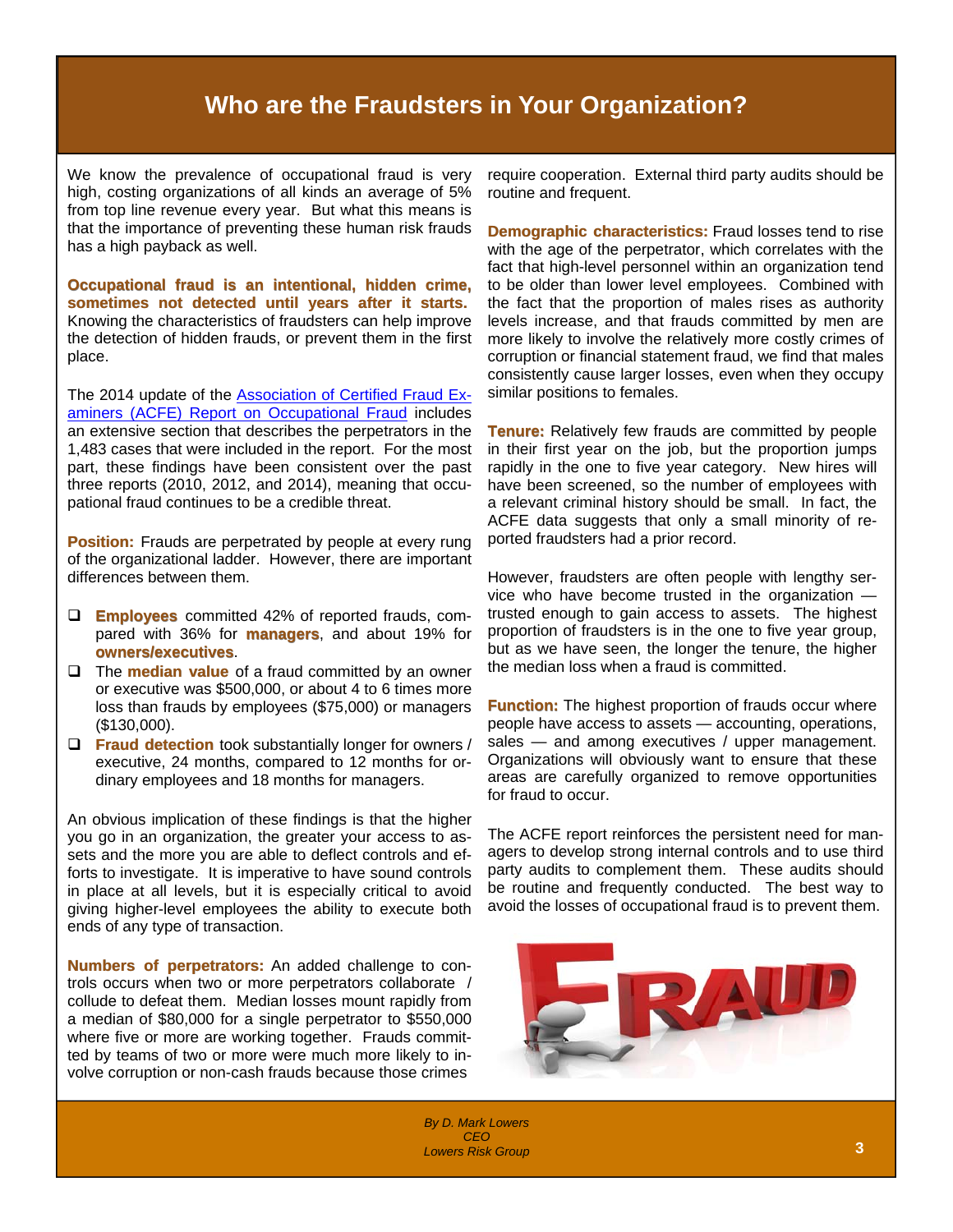# Who are the Fraudsters in Your Organization?

We know the prevalence of occupational fraud is very high, costing organizations of all kinds an average of 5% from top line revenue every year. But what this means is that the importance of preventing these human risk frauds has a high payback as well.

**Occupational fraud is an intentional, hidden crime, sometimes not detected until years after it starts.** Knowing the characteristics of fraudsters can help improve the detection of hidden frauds, or prevent them in the first place.

The 2014 update of the [Association of Certified Fraud Examiners (ACFE) Report on Occupational Fraud]() includes an extensive section that describes the perpetrators in the 1,483 cases that were included in the report. For the most part, these findings have been consistent over the past three reports (2010, 2012, and 2014), meaning that occupational fraud continues to be a credible threat.

**Position:** Frauds are perpetrated by people at every rung of the organizational ladder. However, there are important differences between them.

- **Employees** committed 42% of reported frauds, compared with 36% for **managers**, and about 19% for **owners/executives**.
- The **median value** of a fraud committed by an owner or executive was $500,000, or about 4 to 6 times more loss than frauds by employees ($75,000) or managers ($130,000).
- **Fraud detection** took substantially longer for owners / executive, 24 months, compared to 12 months for ordinary employees and 18 months for managers.

An obvious implication of these findings is that the higher you go in an organization, the greater your access to assets and the more you are able to deflect controls and efforts to investigate. It is imperative to have sound controls in place at all levels, but it is especially critical to avoid giving higher-level employees the ability to execute both ends of any type of transaction.

**Numbers of perpetrators:** An added challenge to controls occurs when two or more perpetrators collaborate / collude to defeat them. Median losses mount rapidly from a median of $80,000 for a single perpetrator to $550,000 where five or more are working together. Frauds committed by teams of two or more were much more likely to involve corruption or non-cash frauds because those crimes require cooperation. External third party audits should be routine and frequent.

**Demographic characteristics:** Fraud losses tend to rise with the age of the perpetrator, which correlates with the fact that high-level personnel within an organization tend to be older than lower level employees. Combined with the fact that the proportion of males rises as authority levels increase, and that frauds committed by men are more likely to involve the relatively more costly crimes of corruption or financial statement fraud, we find that males consistently cause larger losses, even when they occupy similar positions to females.

**Tenure:** Relatively few frauds are committed by people in their first year on the job, but the proportion jumps rapidly in the one to five year category. New hires will have been screened, so the number of employees with a relevant criminal history should be small. In fact, the ACFE data suggests that only a small minority of reported fraudsters had a prior record.

However, fraudsters are often people with lengthy service who have become trusted in the organization — trusted enough to gain access to assets. The highest proportion of fraudsters is in the one to five year group, but as we have seen, the longer the tenure, the higher the median loss when a fraud is committed.

**Function:** The highest proportion of frauds occur where people have access to assets — accounting, operations, sales — and among executives / upper management. Organizations will obviously want to ensure that these areas are carefully organized to remove opportunities for fraud to occur.

The ACFE report reinforces the persistent need for managers to develop strong internal controls and to use third party audits to complement them. These audits should be routine and frequently conducted. The best way to avoid the losses of occupational fraud is to prevent them.

*By D. Mark Lowers*
*CEO*
*Lowers Risk Group*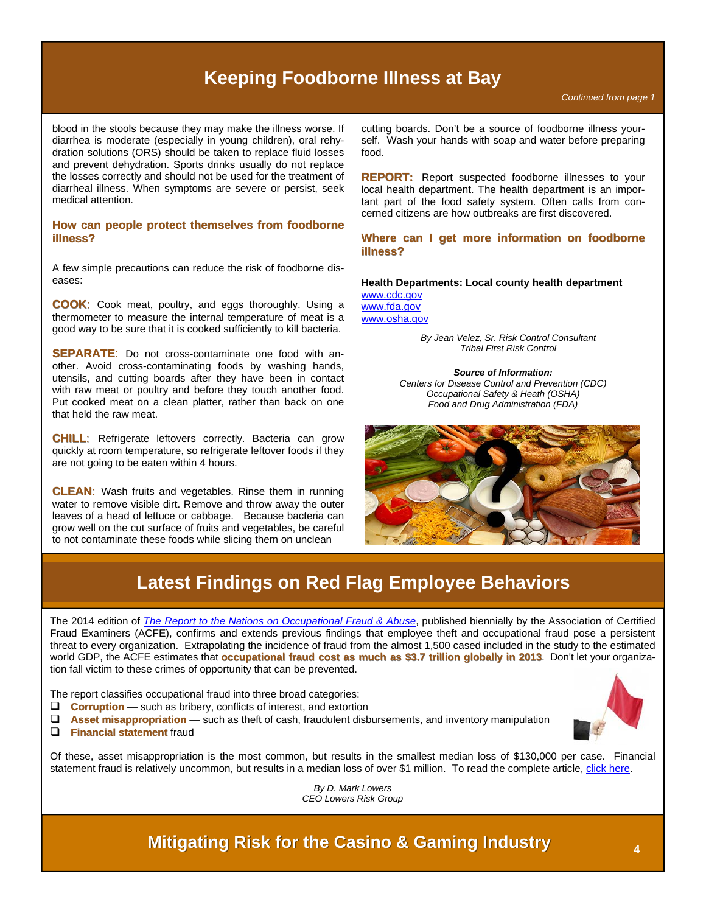# Keeping Foodborne Illness at Bay

*Continued from page 1*

blood in the stools because they may make the illness worse. If diarrhea is moderate (especially in young children), oral rehydration solutions (ORS) should be taken to replace fluid losses and prevent dehydration. Sports drinks usually do not replace the losses correctly and should not be used for the treatment of diarrheal illness. When symptoms are severe or persist, seek medical attention.

### How can people protect themselves from foodborne illness?

A few simple precautions can reduce the risk of foodborne diseases:

**COOK**: Cook meat, poultry, and eggs thoroughly. Using a thermometer to measure the internal temperature of meat is a good way to be sure that it is cooked sufficiently to kill bacteria.

**SEPARATE**: Do not cross-contaminate one food with another. Avoid cross-contaminating foods by washing hands, utensils, and cutting boards after they have been in contact with raw meat or poultry and before they touch another food. Put cooked meat on a clean platter, rather than back on one that held the raw meat.

**CHILL**: Refrigerate leftovers correctly. Bacteria can grow quickly at room temperature, so refrigerate leftover foods if they are not going to be eaten within 4 hours.

**CLEAN**: Wash fruits and vegetables. Rinse them in running water to remove visible dirt. Remove and throw away the outer leaves of a head of lettuce or cabbage. Because bacteria can grow well on the cut surface of fruits and vegetables, be careful to not contaminate these foods while slicing them on unclean cutting boards. Don't be a source of foodborne illness yourself. Wash your hands with soap and water before preparing food.

**REPORT**: Report suspected foodborne illnesses to your local health department. The health department is an important part of the food safety system. Often calls from concerned citizens are how outbreaks are first discovered.

### Where can I get more information on foodborne illness?

**Health Departments: Local county health department**
www.cdc.gov
www.fda.gov
www.osha.gov

*By Jean Velez, Sr. Risk Control Consultant*
*Tribal First Risk Control*

***Source of Information:***
*Centers for Disease Control and Prevention (CDC)*
*Occupational Safety & Heath (OSHA)*
*Food and Drug Administration (FDA)*

# Latest Findings on Red Flag Employee Behaviors

The 2014 edition of *The Report to the Nations on Occupational Fraud & Abuse*, published biennially by the Association of Certified Fraud Examiners (ACFE), confirms and extends previous findings that employee theft and occupational fraud pose a persistent threat to every organization. Extrapolating the incidence of fraud from the almost 1,500 cased included in the study to the estimated world GDP, the ACFE estimates that **occupational fraud cost as much as $3.7 trillion globally in 2013**. Don't let your organization fall victim to these crimes of opportunity that can be prevented.

The report classifies occupational fraud into three broad categories:

- **Corruption** — such as bribery, conflicts of interest, and extortion
- **Asset misappropriation** — such as theft of cash, fraudulent disbursements, and inventory manipulation
- **Financial statement** fraud

Of these, asset misappropriation is the most common, but results in the smallest median loss of $130,000 per case. Financial statement fraud is relatively uncommon, but results in a median loss of over $1 million. To read the complete article, click here.

*By D. Mark Lowers*
*CEO Lowers Risk Group*